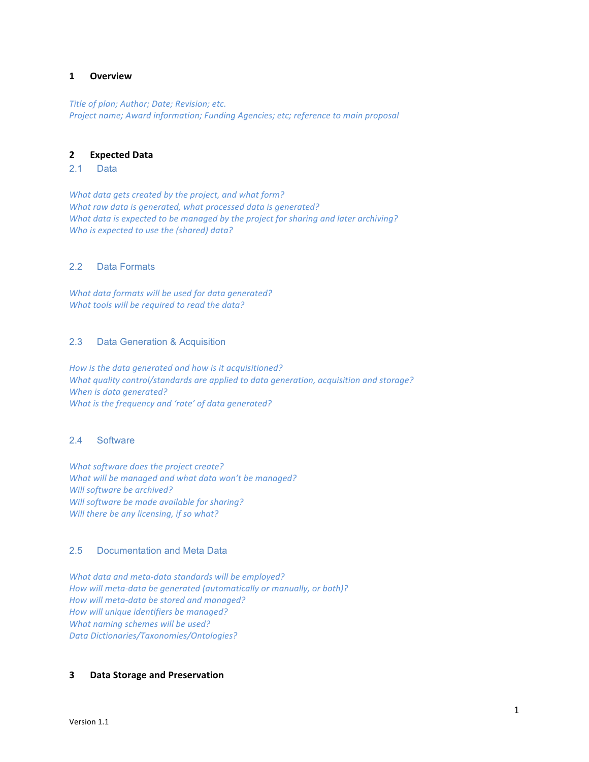# 1 Overview

*Title of plan; Author; Date; Revision; etc.*
*Project name; Award information; Funding Agencies; etc; reference to main proposal*

# 2 Expected Data

## 2.1 Data

*What data gets created by the project, and what form?*
*What raw data is generated, what processed data is generated?*
*What data is expected to be managed by the project for sharing and later archiving?*
*Who is expected to use the (shared) data?*

## 2.2 Data Formats

*What data formats will be used for data generated?*
*What tools will be required to read the data?*

## 2.3 Data Generation & Acquisition

*How is the data generated and how is it acquisitioned?*
*What quality control/standards are applied to data generation, acquisition and storage?*
*When is data generated?*
*What is the frequency and 'rate' of data generated?*

## 2.4 Software

*What software does the project create?*
*What will be managed and what data won't be managed?*
*Will software be archived?*
*Will software be made available for sharing?*
*Will there be any licensing, if so what?*

## 2.5 Documentation and Meta Data

*What data and meta-data standards will be employed?*
*How will meta-data be generated (automatically or manually, or both)?*
*How will meta-data be stored and managed?*
*How will unique identifiers be managed?*
*What naming schemes will be used?*
*Data Dictionaries/Taxonomies/Ontologies?*

# 3 Data Storage and Preservation

Version 1.1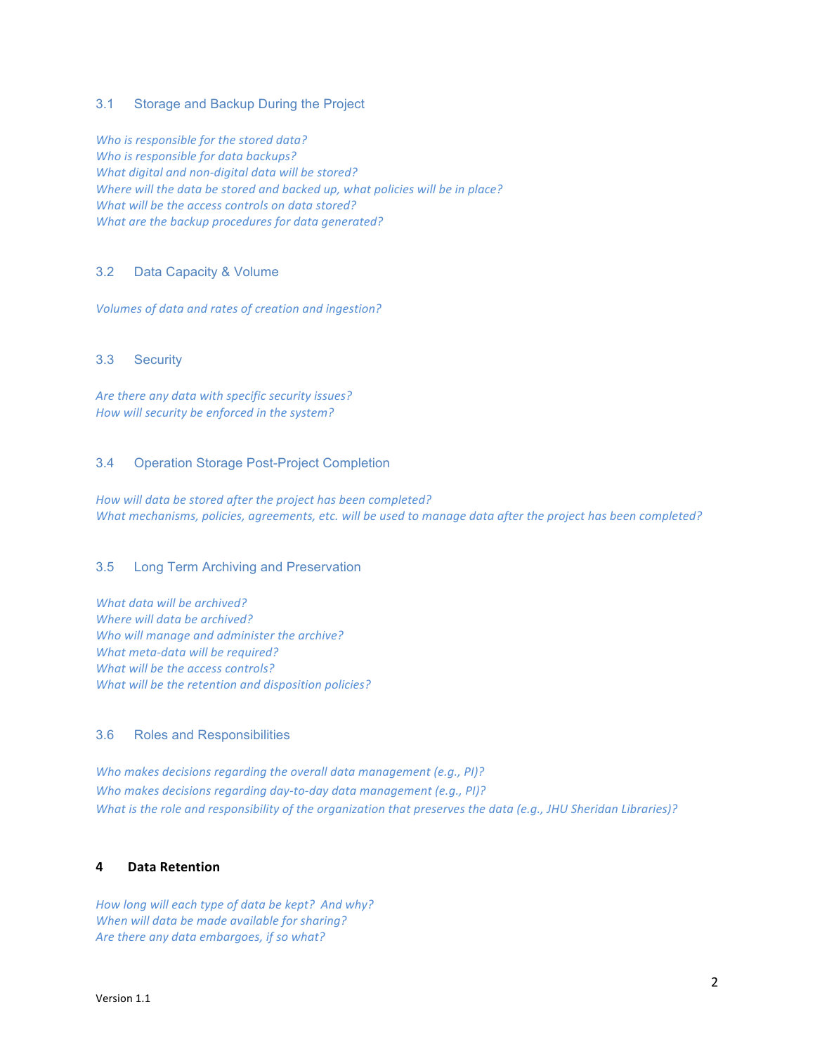### 3.1 Storage and Backup During the Project

*Who is responsible for the stored data?*
*Who is responsible for data backups?*
*What digital and non-digital data will be stored?*
*Where will the data be stored and backed up, what policies will be in place?*
*What will be the access controls on data stored?*
*What are the backup procedures for data generated?*

### 3.2 Data Capacity & Volume

*Volumes of data and rates of creation and ingestion?*

### 3.3 Security

*Are there any data with specific security issues?*
*How will security be enforced in the system?*

### 3.4 Operation Storage Post-Project Completion

*How will data be stored after the project has been completed?*
*What mechanisms, policies, agreements, etc. will be used to manage data after the project has been completed?*

### 3.5 Long Term Archiving and Preservation

*What data will be archived?*
*Where will data be archived?*
*Who will manage and administer the archive?*
*What meta-data will be required?*
*What will be the access controls?*
*What will be the retention and disposition policies?*

### 3.6 Roles and Responsibilities

*Who makes decisions regarding the overall data management (e.g., PI)?*
*Who makes decisions regarding day-to-day data management (e.g., PI)?*
*What is the role and responsibility of the organization that preserves the data (e.g., JHU Sheridan Libraries)?*

## 4 Data Retention

*How long will each type of data be kept? And why?*
*When will data be made available for sharing?*
*Are there any data embargoes, if so what?*

Version 1.1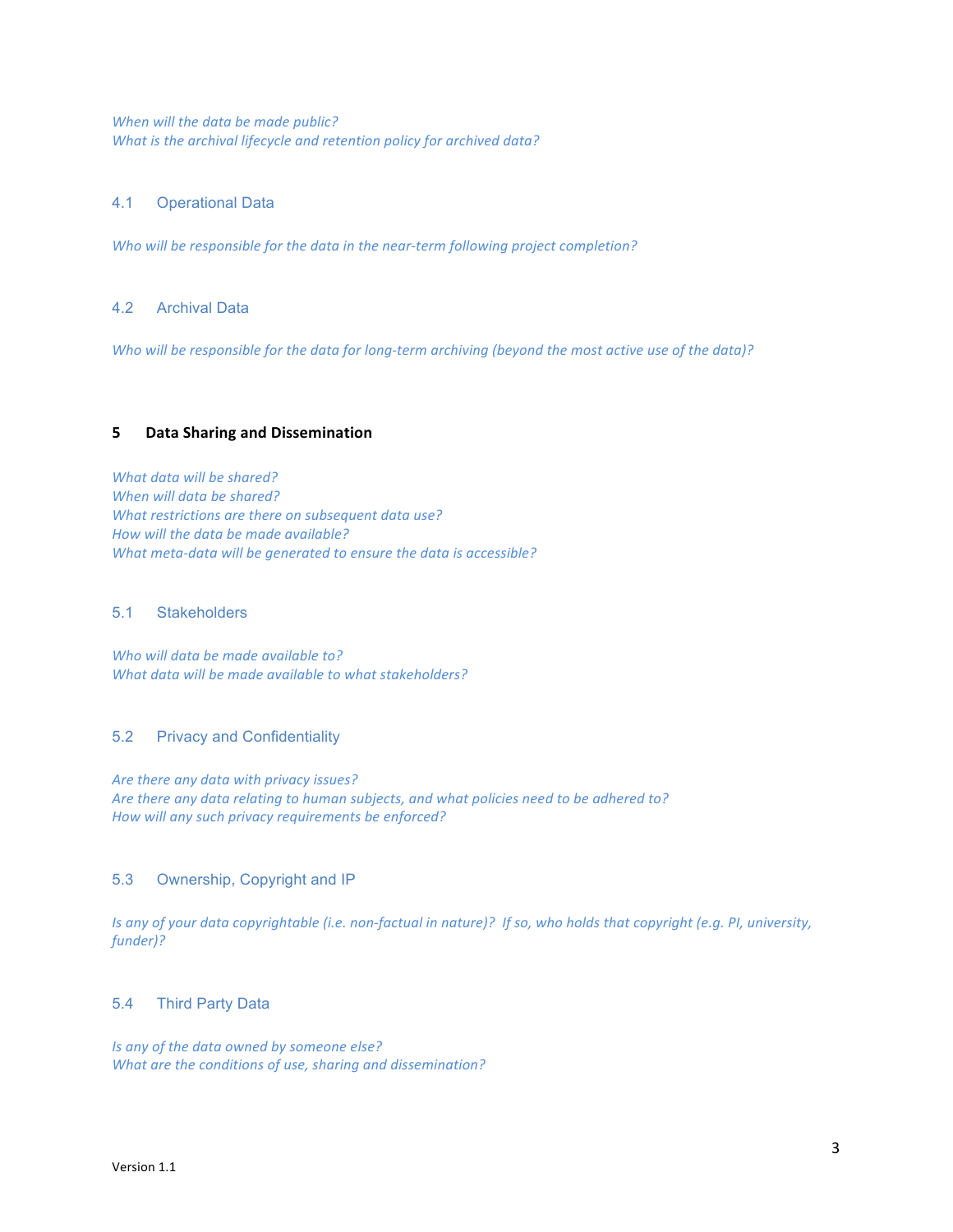*When will the data be made public?*
*What is the archival lifecycle and retention policy for archived data?*

### 4.1 Operational Data

*Who will be responsible for the data in the near-term following project completion?*

### 4.2 Archival Data

*Who will be responsible for the data for long-term archiving (beyond the most active use of the data)?*

## 5 Data Sharing and Dissemination

*What data will be shared?*
*When will data be shared?*
*What restrictions are there on subsequent data use?*
*How will the data be made available?*
*What meta-data will be generated to ensure the data is accessible?*

### 5.1 Stakeholders

*Who will data be made available to?*
*What data will be made available to what stakeholders?*

### 5.2 Privacy and Confidentiality

*Are there any data with privacy issues?*
*Are there any data relating to human subjects, and what policies need to be adhered to?*
*How will any such privacy requirements be enforced?*

### 5.3 Ownership, Copyright and IP

*Is any of your data copyrightable (i.e. non-factual in nature)? If so, who holds that copyright (e.g. PI, university, funder)?*

### 5.4 Third Party Data

*Is any of the data owned by someone else?*
*What are the conditions of use, sharing and dissemination?*

Version 1.1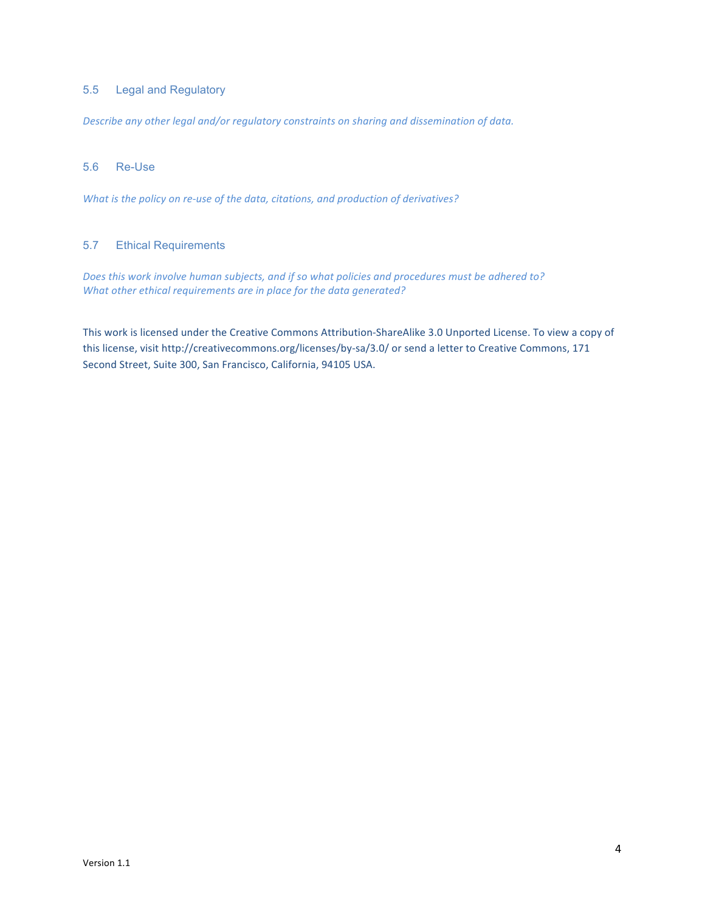### 5.5 Legal and Regulatory

*Describe any other legal and/or regulatory constraints on sharing and dissemination of data.*

### 5.6 Re-Use

*What is the policy on re-use of the data, citations, and production of derivatives?*

### 5.7 Ethical Requirements

*Does this work involve human subjects, and if so what policies and procedures must be adhered to?*
*What other ethical requirements are in place for the data generated?*

This work is licensed under the Creative Commons Attribution-ShareAlike 3.0 Unported License. To view a copy of this license, visit http://creativecommons.org/licenses/by-sa/3.0/ or send a letter to Creative Commons, 171 Second Street, Suite 300, San Francisco, California, 94105 USA.

Version 1.1